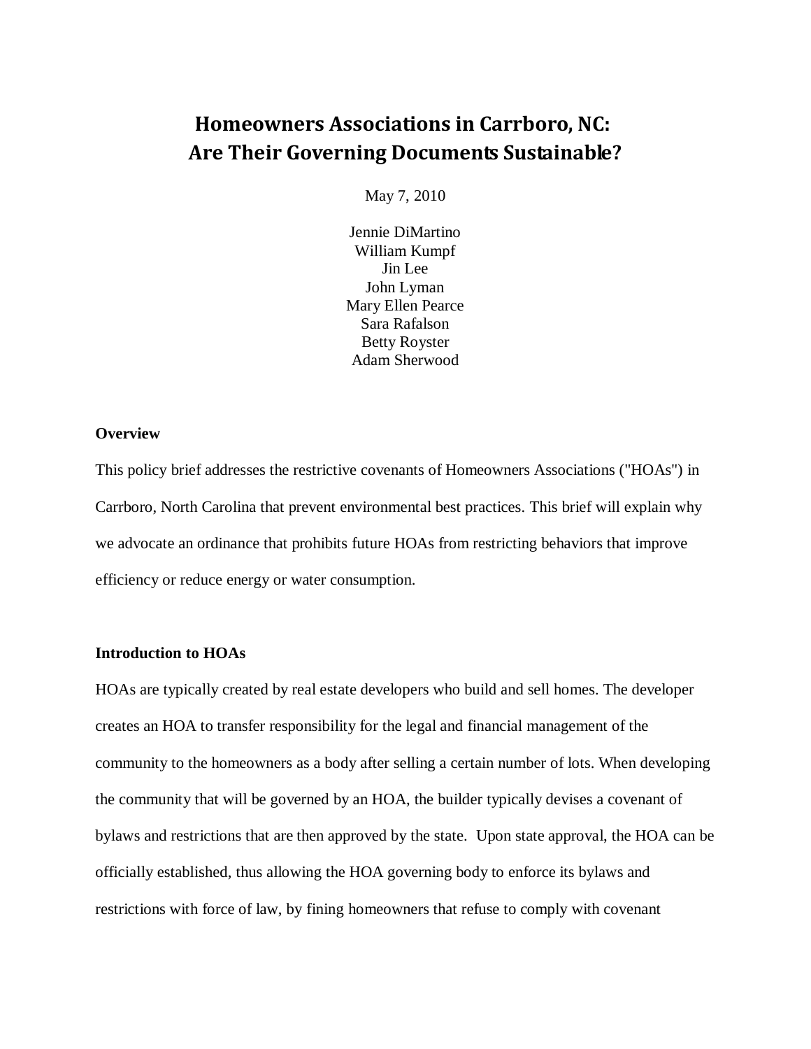# Homeowners Associations in Carrboro, NC: Are Their Governing Documents Sustainable?

May 7, 2010

Jennie DiMartino
William Kumpf
Jin Lee
John Lyman
Mary Ellen Pearce
Sara Rafalson
Betty Royster
Adam Sherwood

**Overview**

This policy brief addresses the restrictive covenants of Homeowners Associations ("HOAs") in Carrboro, North Carolina that prevent environmental best practices. This brief will explain why we advocate an ordinance that prohibits future HOAs from restricting behaviors that improve efficiency or reduce energy or water consumption.

**Introduction to HOAs**

HOAs are typically created by real estate developers who build and sell homes. The developer creates an HOA to transfer responsibility for the legal and financial management of the community to the homeowners as a body after selling a certain number of lots. When developing the community that will be governed by an HOA, the builder typically devises a covenant of bylaws and restrictions that are then approved by the state. Upon state approval, the HOA can be officially established, thus allowing the HOA governing body to enforce its bylaws and restrictions with force of law, by fining homeowners that refuse to comply with covenant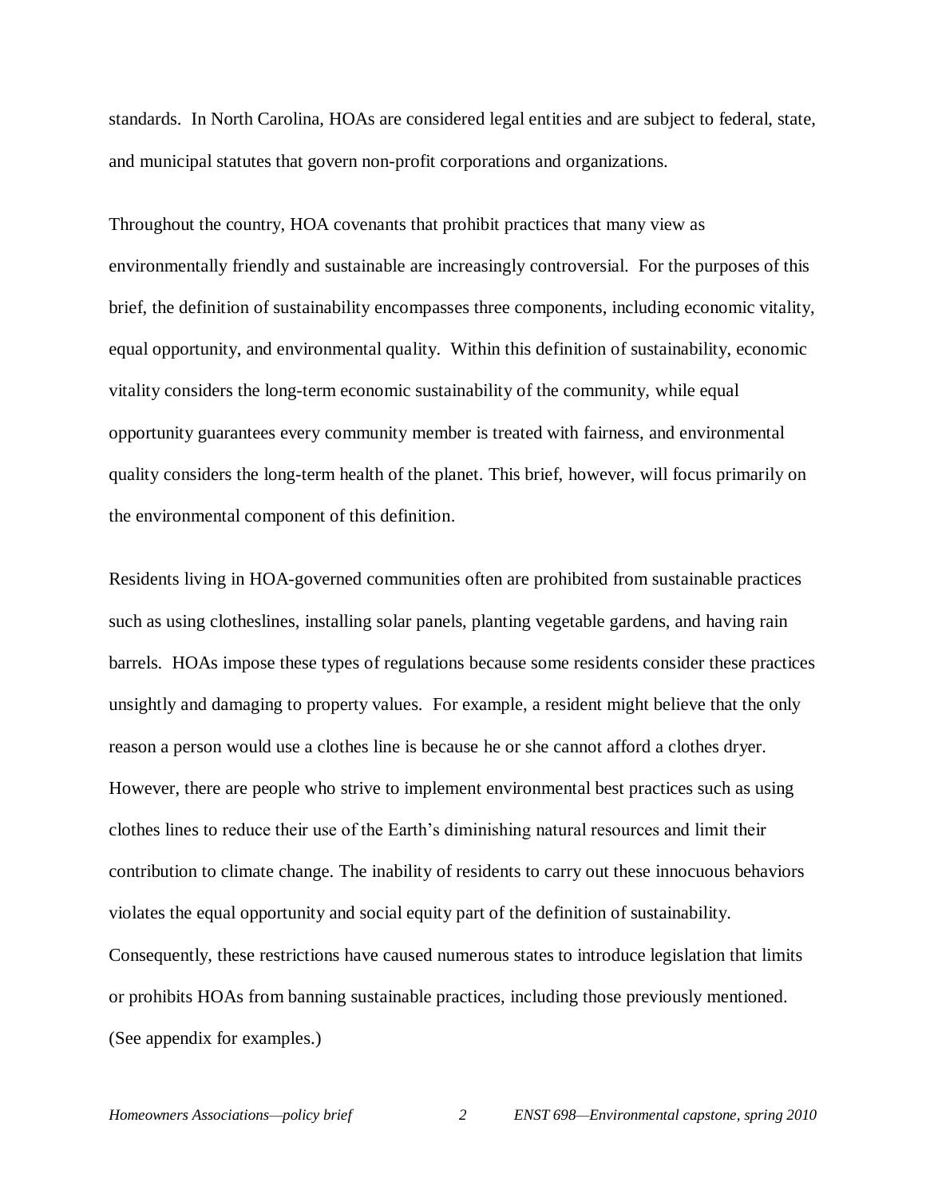standards. In North Carolina, HOAs are considered legal entities and are subject to federal, state, and municipal statutes that govern non-profit corporations and organizations.

Throughout the country, HOA covenants that prohibit practices that many view as environmentally friendly and sustainable are increasingly controversial. For the purposes of this brief, the definition of sustainability encompasses three components, including economic vitality, equal opportunity, and environmental quality. Within this definition of sustainability, economic vitality considers the long-term economic sustainability of the community, while equal opportunity guarantees every community member is treated with fairness, and environmental quality considers the long-term health of the planet. This brief, however, will focus primarily on the environmental component of this definition.

Residents living in HOA-governed communities often are prohibited from sustainable practices such as using clotheslines, installing solar panels, planting vegetable gardens, and having rain barrels. HOAs impose these types of regulations because some residents consider these practices unsightly and damaging to property values. For example, a resident might believe that the only reason a person would use a clothes line is because he or she cannot afford a clothes dryer. However, there are people who strive to implement environmental best practices such as using clothes lines to reduce their use of the Earth's diminishing natural resources and limit their contribution to climate change. The inability of residents to carry out these innocuous behaviors violates the equal opportunity and social equity part of the definition of sustainability. Consequently, these restrictions have caused numerous states to introduce legislation that limits or prohibits HOAs from banning sustainable practices, including those previously mentioned. (See appendix for examples.)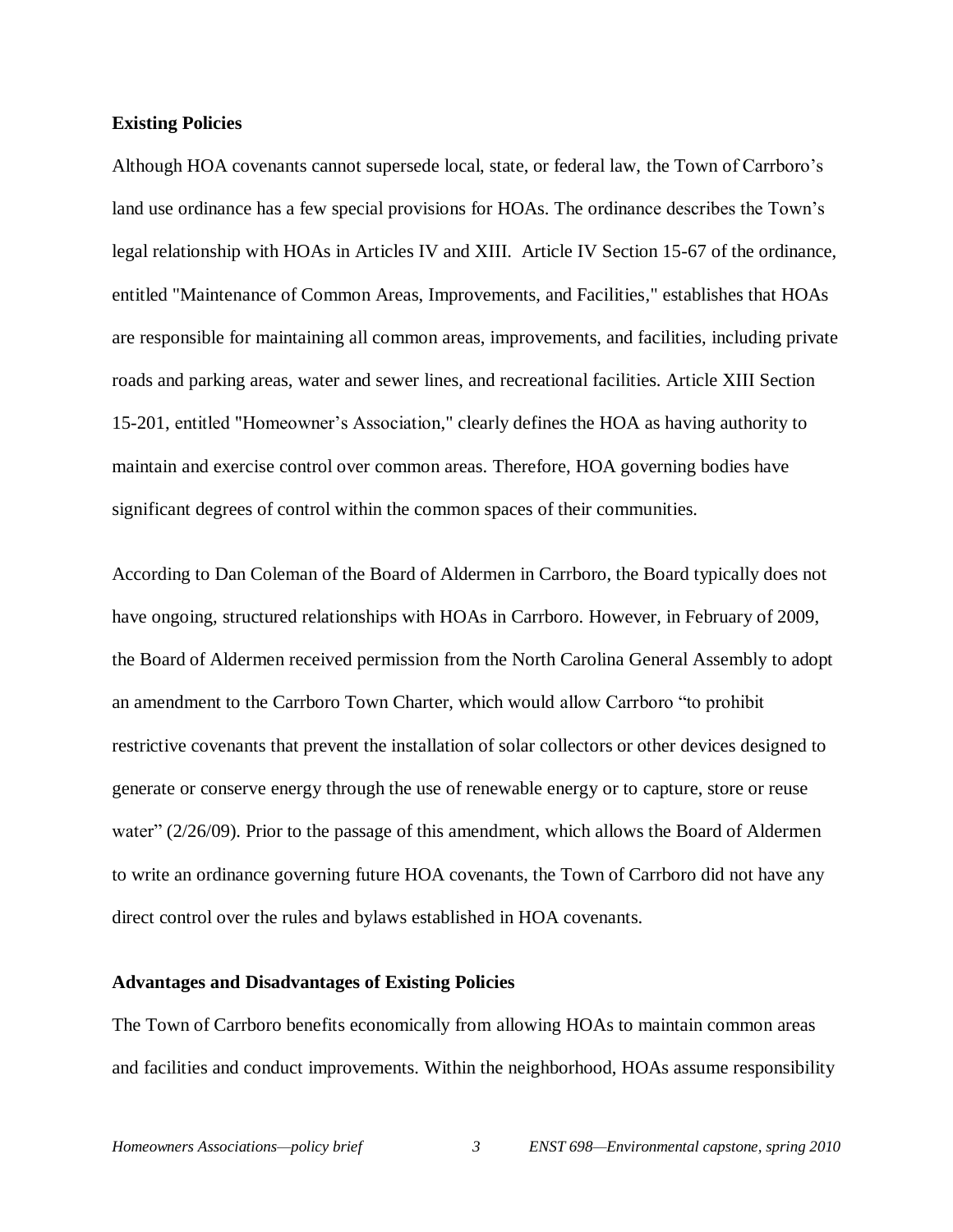**Existing Policies**

Although HOA covenants cannot supersede local, state, or federal law, the Town of Carrboro's land use ordinance has a few special provisions for HOAs. The ordinance describes the Town's legal relationship with HOAs in Articles IV and XIII. Article IV Section 15-67 of the ordinance, entitled "Maintenance of Common Areas, Improvements, and Facilities," establishes that HOAs are responsible for maintaining all common areas, improvements, and facilities, including private roads and parking areas, water and sewer lines, and recreational facilities. Article XIII Section 15-201, entitled "Homeowner's Association," clearly defines the HOA as having authority to maintain and exercise control over common areas. Therefore, HOA governing bodies have significant degrees of control within the common spaces of their communities.

According to Dan Coleman of the Board of Aldermen in Carrboro, the Board typically does not have ongoing, structured relationships with HOAs in Carrboro. However, in February of 2009, the Board of Aldermen received permission from the North Carolina General Assembly to adopt an amendment to the Carrboro Town Charter, which would allow Carrboro "to prohibit restrictive covenants that prevent the installation of solar collectors or other devices designed to generate or conserve energy through the use of renewable energy or to capture, store or reuse water" (2/26/09). Prior to the passage of this amendment, which allows the Board of Aldermen to write an ordinance governing future HOA covenants, the Town of Carrboro did not have any direct control over the rules and bylaws established in HOA covenants.

**Advantages and Disadvantages of Existing Policies**

The Town of Carrboro benefits economically from allowing HOAs to maintain common areas and facilities and conduct improvements. Within the neighborhood, HOAs assume responsibility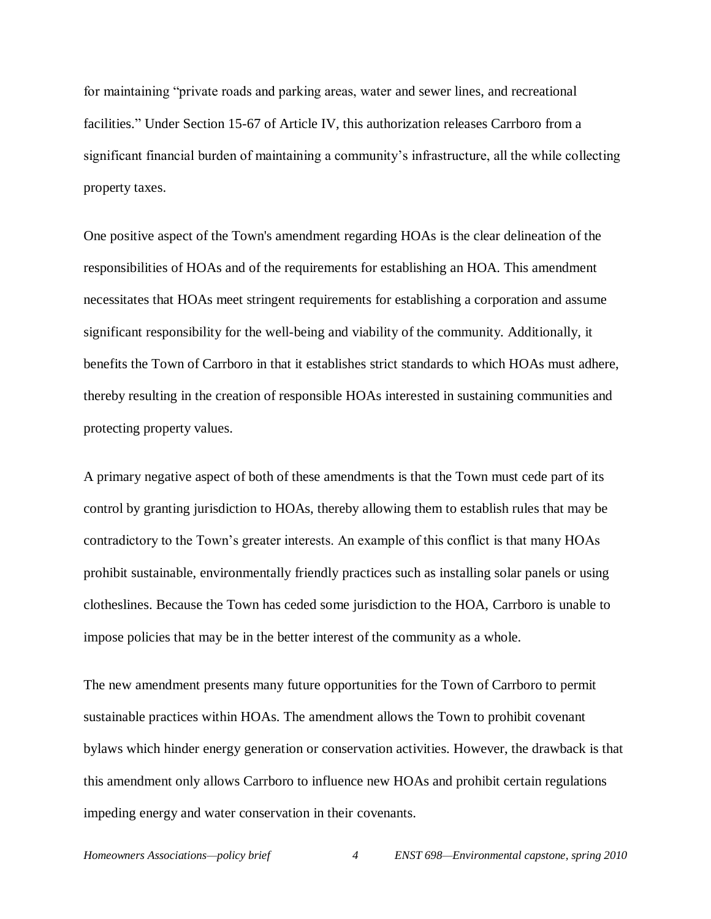for maintaining “private roads and parking areas, water and sewer lines, and recreational facilities.” Under Section 15-67 of Article IV, this authorization releases Carrboro from a significant financial burden of maintaining a community’s infrastructure, all the while collecting property taxes.

One positive aspect of the Town's amendment regarding HOAs is the clear delineation of the responsibilities of HOAs and of the requirements for establishing an HOA. This amendment necessitates that HOAs meet stringent requirements for establishing a corporation and assume significant responsibility for the well-being and viability of the community. Additionally, it benefits the Town of Carrboro in that it establishes strict standards to which HOAs must adhere, thereby resulting in the creation of responsible HOAs interested in sustaining communities and protecting property values.

A primary negative aspect of both of these amendments is that the Town must cede part of its control by granting jurisdiction to HOAs, thereby allowing them to establish rules that may be contradictory to the Town’s greater interests. An example of this conflict is that many HOAs prohibit sustainable, environmentally friendly practices such as installing solar panels or using clotheslines. Because the Town has ceded some jurisdiction to the HOA, Carrboro is unable to impose policies that may be in the better interest of the community as a whole.

The new amendment presents many future opportunities for the Town of Carrboro to permit sustainable practices within HOAs. The amendment allows the Town to prohibit covenant bylaws which hinder energy generation or conservation activities. However, the drawback is that this amendment only allows Carrboro to influence new HOAs and prohibit certain regulations impeding energy and water conservation in their covenants.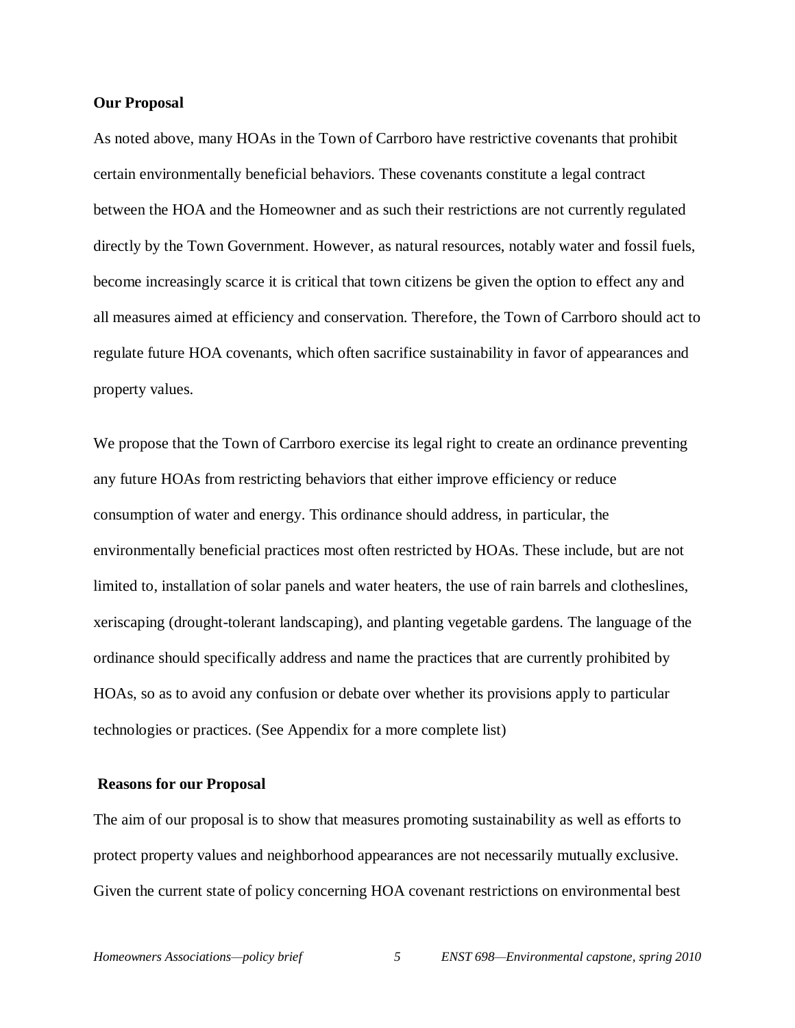## Our Proposal

As noted above, many HOAs in the Town of Carrboro have restrictive covenants that prohibit certain environmentally beneficial behaviors. These covenants constitute a legal contract between the HOA and the Homeowner and as such their restrictions are not currently regulated directly by the Town Government. However, as natural resources, notably water and fossil fuels, become increasingly scarce it is critical that town citizens be given the option to effect any and all measures aimed at efficiency and conservation. Therefore, the Town of Carrboro should act to regulate future HOA covenants, which often sacrifice sustainability in favor of appearances and property values.

We propose that the Town of Carrboro exercise its legal right to create an ordinance preventing any future HOAs from restricting behaviors that either improve efficiency or reduce consumption of water and energy. This ordinance should address, in particular, the environmentally beneficial practices most often restricted by HOAs. These include, but are not limited to, installation of solar panels and water heaters, the use of rain barrels and clotheslines, xeriscaping (drought-tolerant landscaping), and planting vegetable gardens. The language of the ordinance should specifically address and name the practices that are currently prohibited by HOAs, so as to avoid any confusion or debate over whether its provisions apply to particular technologies or practices. (See Appendix for a more complete list)

## Reasons for our Proposal

The aim of our proposal is to show that measures promoting sustainability as well as efforts to protect property values and neighborhood appearances are not necessarily mutually exclusive. Given the current state of policy concerning HOA covenant restrictions on environmental best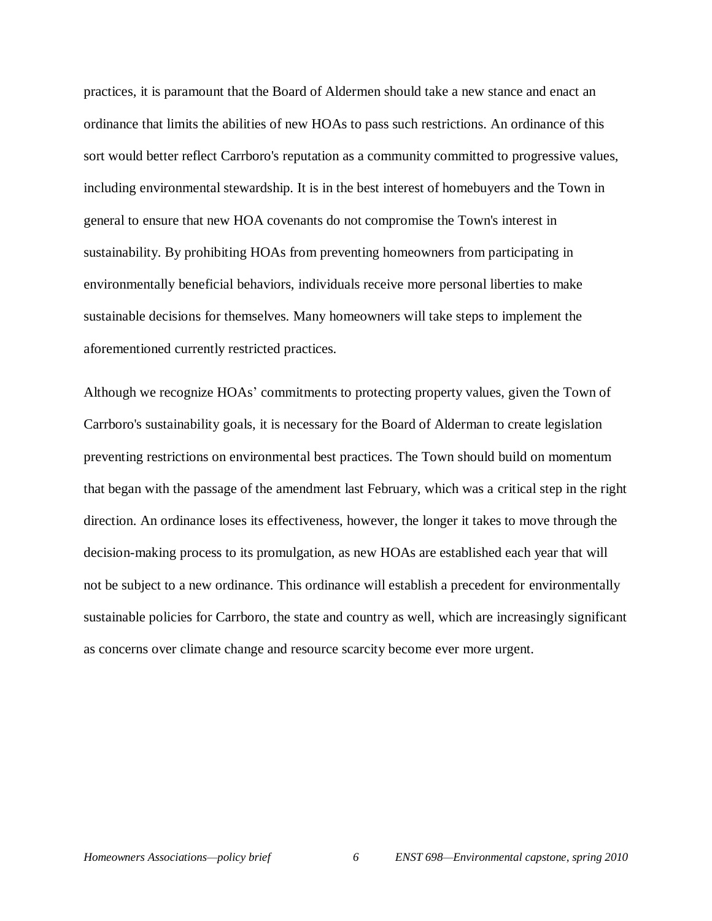practices, it is paramount that the Board of Aldermen should take a new stance and enact an ordinance that limits the abilities of new HOAs to pass such restrictions. An ordinance of this sort would better reflect Carrboro's reputation as a community committed to progressive values, including environmental stewardship. It is in the best interest of homebuyers and the Town in general to ensure that new HOA covenants do not compromise the Town's interest in sustainability. By prohibiting HOAs from preventing homeowners from participating in environmentally beneficial behaviors, individuals receive more personal liberties to make sustainable decisions for themselves. Many homeowners will take steps to implement the aforementioned currently restricted practices.

Although we recognize HOAs' commitments to protecting property values, given the Town of Carrboro's sustainability goals, it is necessary for the Board of Alderman to create legislation preventing restrictions on environmental best practices. The Town should build on momentum that began with the passage of the amendment last February, which was a critical step in the right direction. An ordinance loses its effectiveness, however, the longer it takes to move through the decision-making process to its promulgation, as new HOAs are established each year that will not be subject to a new ordinance. This ordinance will establish a precedent for environmentally sustainable policies for Carrboro, the state and country as well, which are increasingly significant as concerns over climate change and resource scarcity become ever more urgent.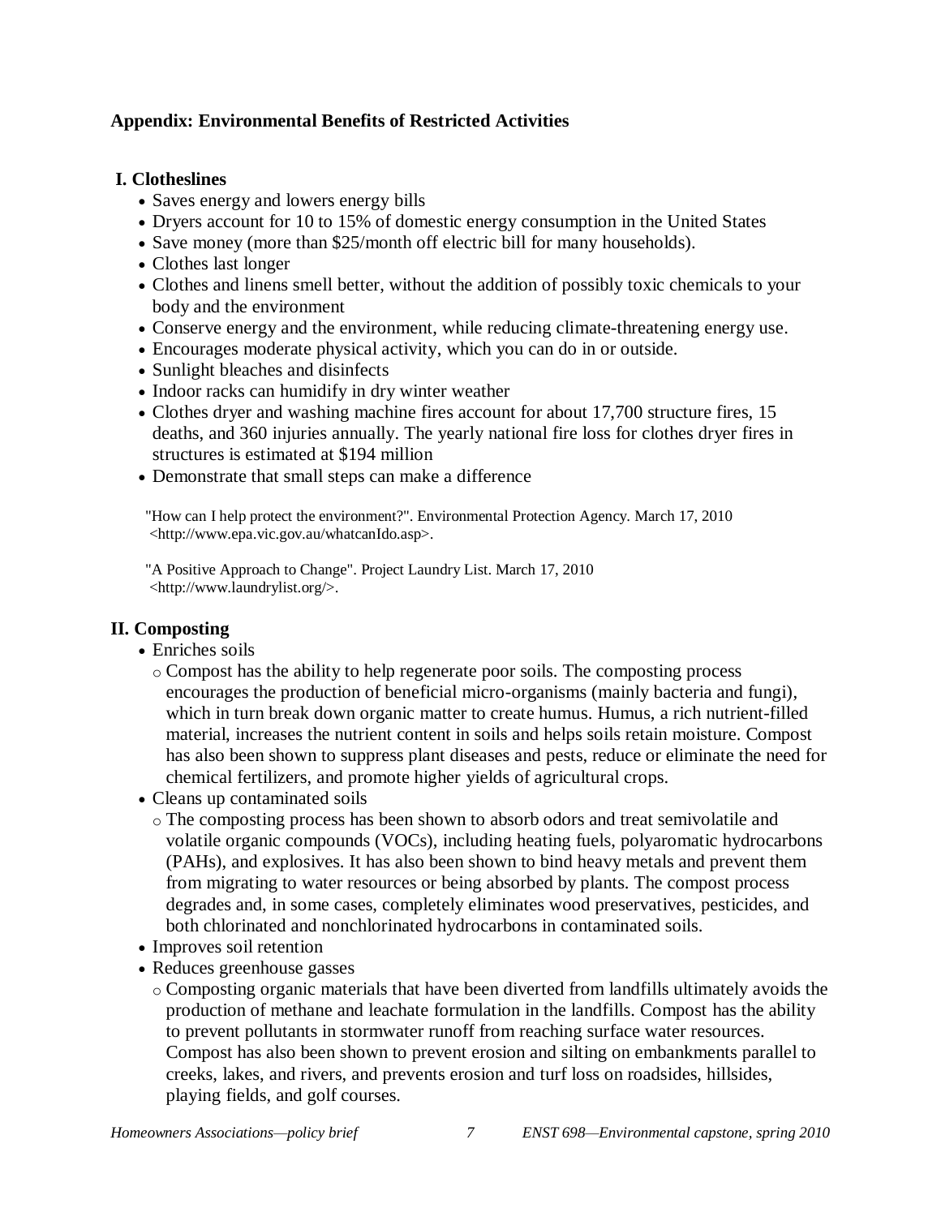## Appendix: Environmental Benefits of Restricted Activities

### I. Clotheslines

- Saves energy and lowers energy bills
- Dryers account for 10 to 15% of domestic energy consumption in the United States
- Save money (more than $25/month off electric bill for many households).
- Clothes last longer
- Clothes and linens smell better, without the addition of possibly toxic chemicals to your body and the environment
- Conserve energy and the environment, while reducing climate-threatening energy use.
- Encourages moderate physical activity, which you can do in or outside.
- Sunlight bleaches and disinfects
- Indoor racks can humidify in dry winter weather
- Clothes dryer and washing machine fires account for about 17,700 structure fires, 15 deaths, and 360 injuries annually. The yearly national fire loss for clothes dryer fires in structures is estimated at $194 million
- Demonstrate that small steps can make a difference

"How can I help protect the environment?". Environmental Protection Agency. March 17, 2010 <http://www.epa.vic.gov.au/whatcanIdo.asp>.

"A Positive Approach to Change". Project Laundry List. March 17, 2010 <http://www.laundrylist.org/>.

### II. Composting

- Enriches soils
  - Compost has the ability to help regenerate poor soils. The composting process encourages the production of beneficial micro-organisms (mainly bacteria and fungi), which in turn break down organic matter to create humus. Humus, a rich nutrient-filled material, increases the nutrient content in soils and helps soils retain moisture. Compost has also been shown to suppress plant diseases and pests, reduce or eliminate the need for chemical fertilizers, and promote higher yields of agricultural crops.
- Cleans up contaminated soils
  - The composting process has been shown to absorb odors and treat semivolatile and volatile organic compounds (VOCs), including heating fuels, polyaromatic hydrocarbons (PAHs), and explosives. It has also been shown to bind heavy metals and prevent them from migrating to water resources or being absorbed by plants. The compost process degrades and, in some cases, completely eliminates wood preservatives, pesticides, and both chlorinated and nonchlorinated hydrocarbons in contaminated soils.
- Improves soil retention
- Reduces greenhouse gasses
  - Composting organic materials that have been diverted from landfills ultimately avoids the production of methane and leachate formulation in the landfills. Compost has the ability to prevent pollutants in stormwater runoff from reaching surface water resources. Compost has also been shown to prevent erosion and silting on embankments parallel to creeks, lakes, and rivers, and prevents erosion and turf loss on roadsides, hillsides, playing fields, and golf courses.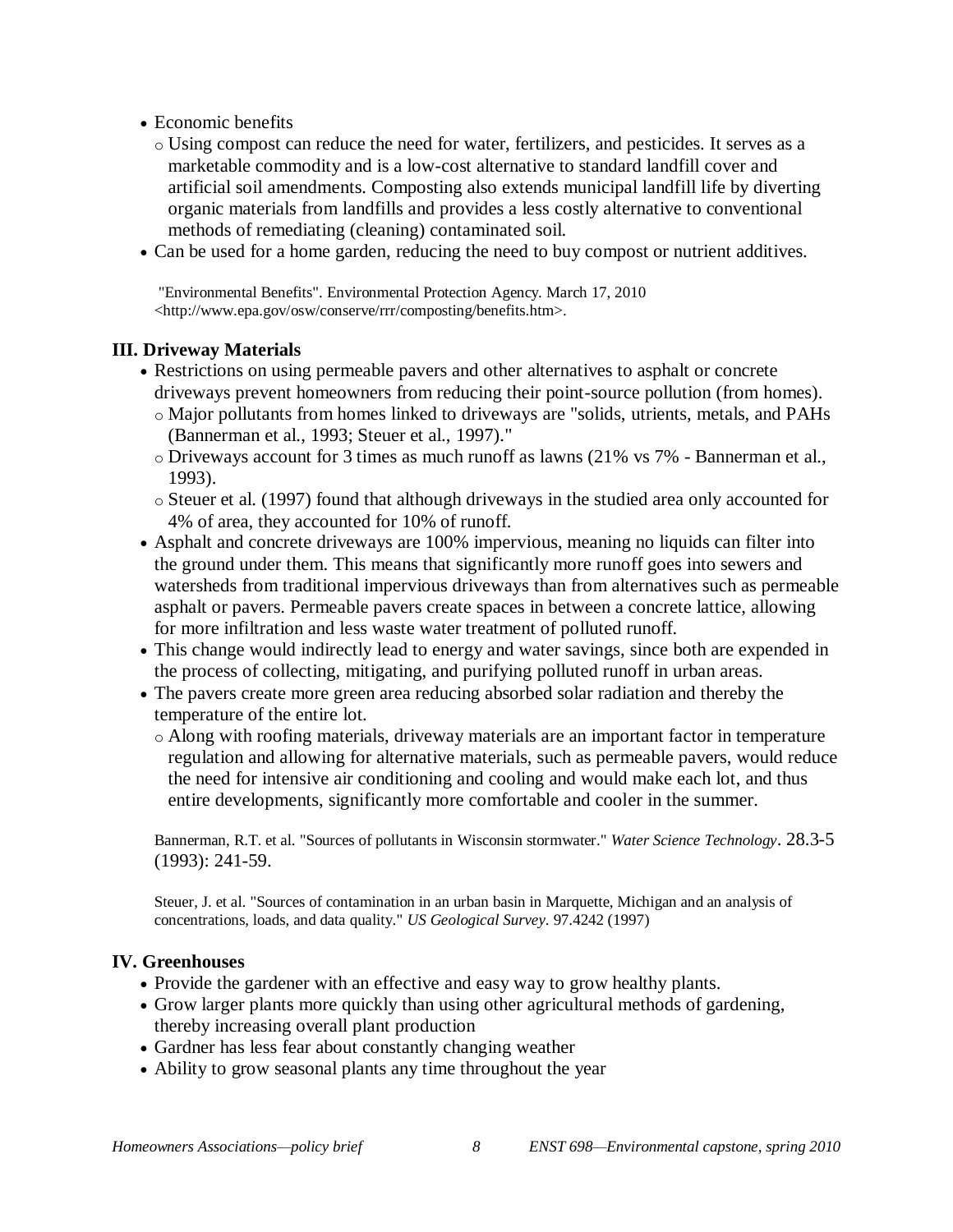- Economic benefits
  - Using compost can reduce the need for water, fertilizers, and pesticides. It serves as a marketable commodity and is a low-cost alternative to standard landfill cover and artificial soil amendments. Composting also extends municipal landfill life by diverting organic materials from landfills and provides a less costly alternative to conventional methods of remediating (cleaning) contaminated soil.
- Can be used for a home garden, reducing the need to buy compost or nutrient additives.

"Environmental Benefits". Environmental Protection Agency. March 17, 2010 <http://www.epa.gov/osw/conserve/rrr/composting/benefits.htm>.

### III. Driveway Materials

- Restrictions on using permeable pavers and other alternatives to asphalt or concrete driveways prevent homeowners from reducing their point-source pollution (from homes).
  - Major pollutants from homes linked to driveways are "solids, utrients, metals, and PAHs (Bannerman et al., 1993; Steuer et al., 1997)."
  - Driveways account for 3 times as much runoff as lawns (21% vs 7% - Bannerman et al., 1993).
  - Steuer et al. (1997) found that although driveways in the studied area only accounted for 4% of area, they accounted for 10% of runoff.
- Asphalt and concrete driveways are 100% impervious, meaning no liquids can filter into the ground under them. This means that significantly more runoff goes into sewers and watersheds from traditional impervious driveways than from alternatives such as permeable asphalt or pavers. Permeable pavers create spaces in between a concrete lattice, allowing for more infiltration and less waste water treatment of polluted runoff.
- This change would indirectly lead to energy and water savings, since both are expended in the process of collecting, mitigating, and purifying polluted runoff in urban areas.
- The pavers create more green area reducing absorbed solar radiation and thereby the temperature of the entire lot.
  - Along with roofing materials, driveway materials are an important factor in temperature regulation and allowing for alternative materials, such as permeable pavers, would reduce the need for intensive air conditioning and cooling and would make each lot, and thus entire developments, significantly more comfortable and cooler in the summer.

Bannerman, R.T. et al. "Sources of pollutants in Wisconsin stormwater." *Water Science Technology*. 28.3-5 (1993): 241-59.

Steuer, J. et al. "Sources of contamination in an urban basin in Marquette, Michigan and an analysis of concentrations, loads, and data quality." *US Geological Survey*. 97.4242 (1997)

### IV. Greenhouses

- Provide the gardener with an effective and easy way to grow healthy plants.
- Grow larger plants more quickly than using other agricultural methods of gardening, thereby increasing overall plant production
- Gardner has less fear about constantly changing weather
- Ability to grow seasonal plants any time throughout the year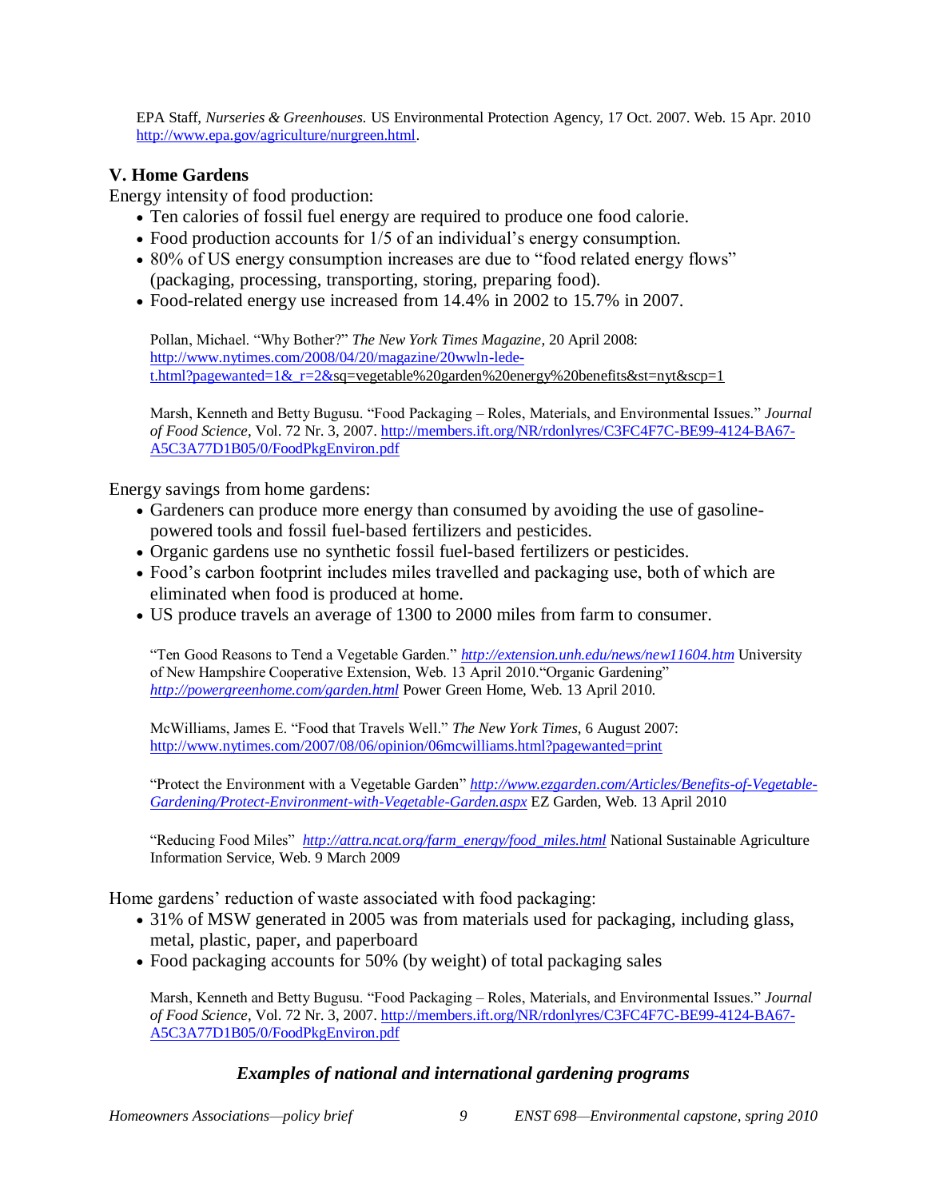EPA Staff, *Nurseries & Greenhouses.* US Environmental Protection Agency, 17 Oct. 2007. Web. 15 Apr. 2010 http://www.epa.gov/agriculture/nurgreen.html.

## V. Home Gardens

Energy intensity of food production:

- Ten calories of fossil fuel energy are required to produce one food calorie.
- Food production accounts for 1/5 of an individual's energy consumption.
- 80% of US energy consumption increases are due to "food related energy flows" (packaging, processing, transporting, storing, preparing food).
- Food-related energy use increased from 14.4% in 2002 to 15.7% in 2007.

Pollan, Michael. "Why Bother?" *The New York Times Magazine*, 20 April 2008: http://www.nytimes.com/2008/04/20/magazine/20wwln-lede-t.html?pagewanted=1&_r=2&sq=vegetable%20garden%20energy%20benefits&st=nyt&scp=1

Marsh, Kenneth and Betty Bugusu. "Food Packaging – Roles, Materials, and Environmental Issues." *Journal of Food Science*, Vol. 72 Nr. 3, 2007. http://members.ift.org/NR/rdonlyres/C3FC4F7C-BE99-4124-BA67-A5C3A77D1B05/0/FoodPkgEnviron.pdf

Energy savings from home gardens:

- Gardeners can produce more energy than consumed by avoiding the use of gasoline-powered tools and fossil fuel-based fertilizers and pesticides.
- Organic gardens use no synthetic fossil fuel-based fertilizers or pesticides.
- Food's carbon footprint includes miles travelled and packaging use, both of which are eliminated when food is produced at home.
- US produce travels an average of 1300 to 2000 miles from farm to consumer.

"Ten Good Reasons to Tend a Vegetable Garden." *http://extension.unh.edu/news/new11604.htm* University of New Hampshire Cooperative Extension, Web. 13 April 2010."Organic Gardening" *http://powergreenhome.com/garden.html* Power Green Home, Web. 13 April 2010.

McWilliams, James E. "Food that Travels Well." *The New York Times*, 6 August 2007: http://www.nytimes.com/2007/08/06/opinion/06mcwilliams.html?pagewanted=print

"Protect the Environment with a Vegetable Garden" *http://www.ezgarden.com/Articles/Benefits-of-Vegetable-Gardening/Protect-Environment-with-Vegetable-Garden.aspx* EZ Garden, Web. 13 April 2010

"Reducing Food Miles" *http://attra.ncat.org/farm_energy/food_miles.html* National Sustainable Agriculture Information Service, Web. 9 March 2009

Home gardens' reduction of waste associated with food packaging:

- 31% of MSW generated in 2005 was from materials used for packaging, including glass, metal, plastic, paper, and paperboard
- Food packaging accounts for 50% (by weight) of total packaging sales

Marsh, Kenneth and Betty Bugusu. "Food Packaging – Roles, Materials, and Environmental Issues." *Journal of Food Science*, Vol. 72 Nr. 3, 2007. http://members.ift.org/NR/rdonlyres/C3FC4F7C-BE99-4124-BA67-A5C3A77D1B05/0/FoodPkgEnviron.pdf

### *Examples of national and international gardening programs*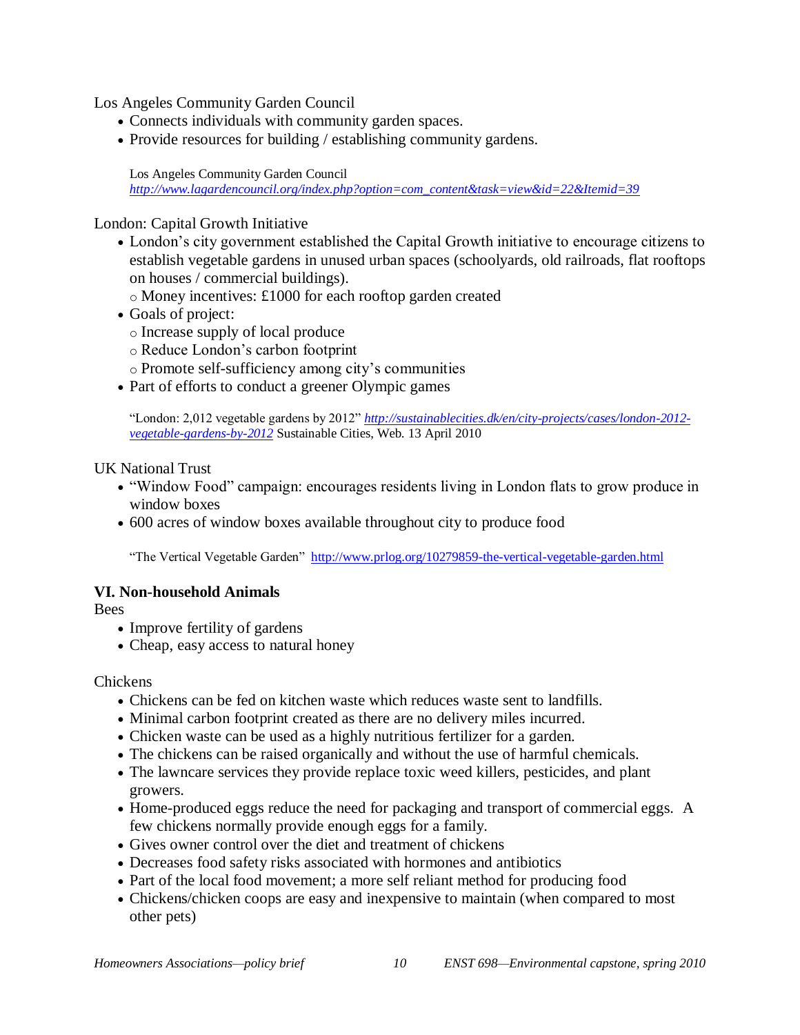Los Angeles Community Garden Council

- Connects individuals with community garden spaces.
- Provide resources for building / establishing community gardens.

Los Angeles Community Garden Council
*http://www.lagardencouncil.org/index.php?option=com_content&task=view&id=22&Itemid=39*

London: Capital Growth Initiative

- London's city government established the Capital Growth initiative to encourage citizens to establish vegetable gardens in unused urban spaces (schoolyards, old railroads, flat rooftops on houses / commercial buildings).
  - Money incentives: £1000 for each rooftop garden created
- Goals of project:
  - Increase supply of local produce
  - Reduce London's carbon footprint
  - Promote self-sufficiency among city's communities
- Part of efforts to conduct a greener Olympic games

"London: 2,012 vegetable gardens by 2012" *http://sustainablecities.dk/en/city-projects/cases/london-2012-vegetable-gardens-by-2012* Sustainable Cities, Web. 13 April 2010

UK National Trust

- "Window Food" campaign: encourages residents living in London flats to grow produce in window boxes
- 600 acres of window boxes available throughout city to produce food

"The Vertical Vegetable Garden" http://www.prlog.org/10279859-the-vertical-vegetable-garden.html

## VI. Non-household Animals

Bees

- Improve fertility of gardens
- Cheap, easy access to natural honey

Chickens

- Chickens can be fed on kitchen waste which reduces waste sent to landfills.
- Minimal carbon footprint created as there are no delivery miles incurred.
- Chicken waste can be used as a highly nutritious fertilizer for a garden.
- The chickens can be raised organically and without the use of harmful chemicals.
- The lawncare services they provide replace toxic weed killers, pesticides, and plant growers.
- Home-produced eggs reduce the need for packaging and transport of commercial eggs. A few chickens normally provide enough eggs for a family.
- Gives owner control over the diet and treatment of chickens
- Decreases food safety risks associated with hormones and antibiotics
- Part of the local food movement; a more self reliant method for producing food
- Chickens/chicken coops are easy and inexpensive to maintain (when compared to most other pets)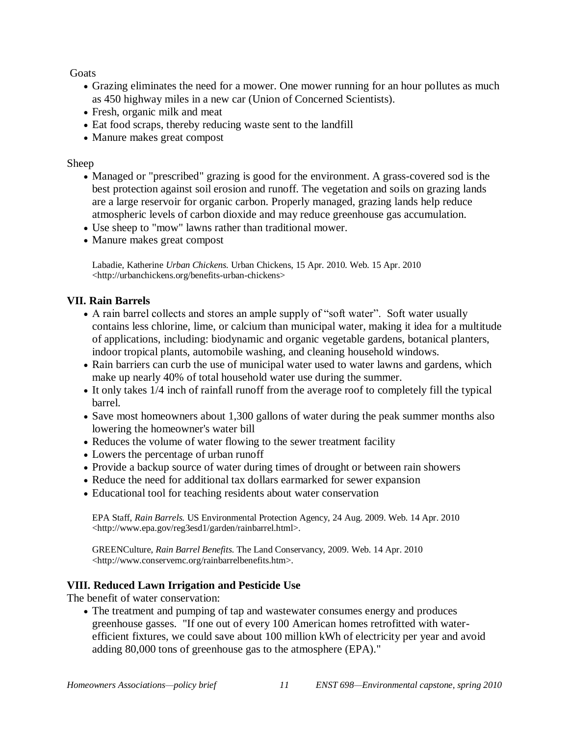Goats

- Grazing eliminates the need for a mower. One mower running for an hour pollutes as much as 450 highway miles in a new car (Union of Concerned Scientists).
- Fresh, organic milk and meat
- Eat food scraps, thereby reducing waste sent to the landfill
- Manure makes great compost

Sheep

- Managed or "prescribed" grazing is good for the environment. A grass-covered sod is the best protection against soil erosion and runoff. The vegetation and soils on grazing lands are a large reservoir for organic carbon. Properly managed, grazing lands help reduce atmospheric levels of carbon dioxide and may reduce greenhouse gas accumulation.
- Use sheep to "mow" lawns rather than traditional mower.
- Manure makes great compost

Labadie, Katherine *Urban Chickens.* Urban Chickens, 15 Apr. 2010. Web. 15 Apr. 2010 <http://urbanchickens.org/benefits-urban-chickens>

### VII. Rain Barrels

- A rain barrel collects and stores an ample supply of "soft water". Soft water usually contains less chlorine, lime, or calcium than municipal water, making it idea for a multitude of applications, including: biodynamic and organic vegetable gardens, botanical planters, indoor tropical plants, automobile washing, and cleaning household windows.
- Rain barriers can curb the use of municipal water used to water lawns and gardens, which make up nearly 40% of total household water use during the summer.
- It only takes 1/4 inch of rainfall runoff from the average roof to completely fill the typical barrel.
- Save most homeowners about 1,300 gallons of water during the peak summer months also lowering the homeowner's water bill
- Reduces the volume of water flowing to the sewer treatment facility
- Lowers the percentage of urban runoff
- Provide a backup source of water during times of drought or between rain showers
- Reduce the need for additional tax dollars earmarked for sewer expansion
- Educational tool for teaching residents about water conservation

EPA Staff, *Rain Barrels.* US Environmental Protection Agency, 24 Aug. 2009. Web. 14 Apr. 2010 <http://www.epa.gov/reg3esd1/garden/rainbarrel.html>.

GREENCulture, *Rain Barrel Benefits.* The Land Conservancy, 2009. Web. 14 Apr. 2010 <http://www.conservemc.org/rainbarrelbenefits.htm>.

### VIII. Reduced Lawn Irrigation and Pesticide Use

The benefit of water conservation:

- The treatment and pumping of tap and wastewater consumes energy and produces greenhouse gasses. "If one out of every 100 American homes retrofitted with water-efficient fixtures, we could save about 100 million kWh of electricity per year and avoid adding 80,000 tons of greenhouse gas to the atmosphere (EPA)."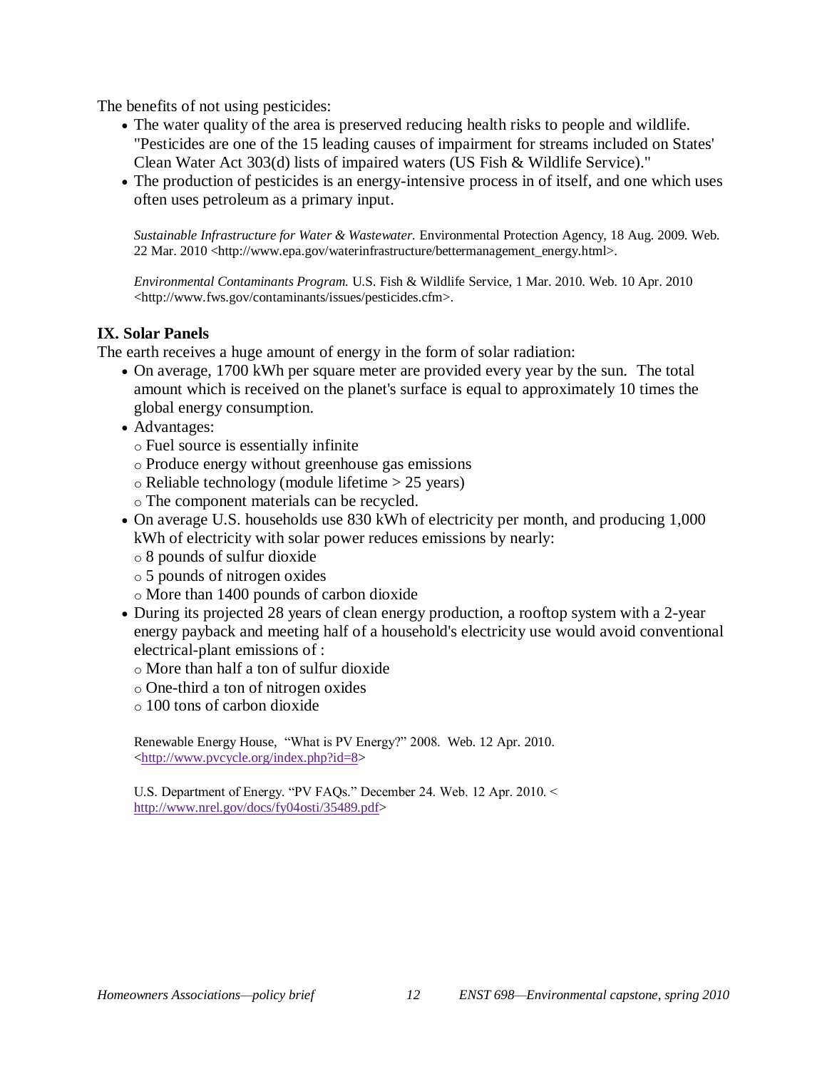The benefits of not using pesticides:

- The water quality of the area is preserved reducing health risks to people and wildlife. "Pesticides are one of the 15 leading causes of impairment for streams included on States' Clean Water Act 303(d) lists of impaired waters (US Fish & Wildlife Service)."
- The production of pesticides is an energy-intensive process in of itself, and one which uses often uses petroleum as a primary input.

*Sustainable Infrastructure for Water & Wastewater.* Environmental Protection Agency, 18 Aug. 2009. Web. 22 Mar. 2010 <http://www.epa.gov/waterinfrastructure/bettermanagement_energy.html>.

*Environmental Contaminants Program.* U.S. Fish & Wildlife Service, 1 Mar. 2010. Web. 10 Apr. 2010 <http://www.fws.gov/contaminants/issues/pesticides.cfm>.

## IX. Solar Panels

The earth receives a huge amount of energy in the form of solar radiation:

- On average, 1700 kWh per square meter are provided every year by the sun. The total amount which is received on the planet's surface is equal to approximately 10 times the global energy consumption.
- Advantages:
  - Fuel source is essentially infinite
  - Produce energy without greenhouse gas emissions
  - Reliable technology (module lifetime > 25 years)
  - The component materials can be recycled.
- On average U.S. households use 830 kWh of electricity per month, and producing 1,000 kWh of electricity with solar power reduces emissions by nearly:
  - 8 pounds of sulfur dioxide
  - 5 pounds of nitrogen oxides
  - More than 1400 pounds of carbon dioxide
- During its projected 28 years of clean energy production, a rooftop system with a 2-year energy payback and meeting half of a household's electricity use would avoid conventional electrical-plant emissions of :
  - More than half a ton of sulfur dioxide
  - One-third a ton of nitrogen oxides
  - 100 tons of carbon dioxide

Renewable Energy House, "What is PV Energy?" 2008. Web. 12 Apr. 2010. <http://www.pvcycle.org/index.php?id=8>

U.S. Department of Energy. "PV FAQs." December 24. Web. 12 Apr. 2010. < http://www.nrel.gov/docs/fy04osti/35489.pdf>